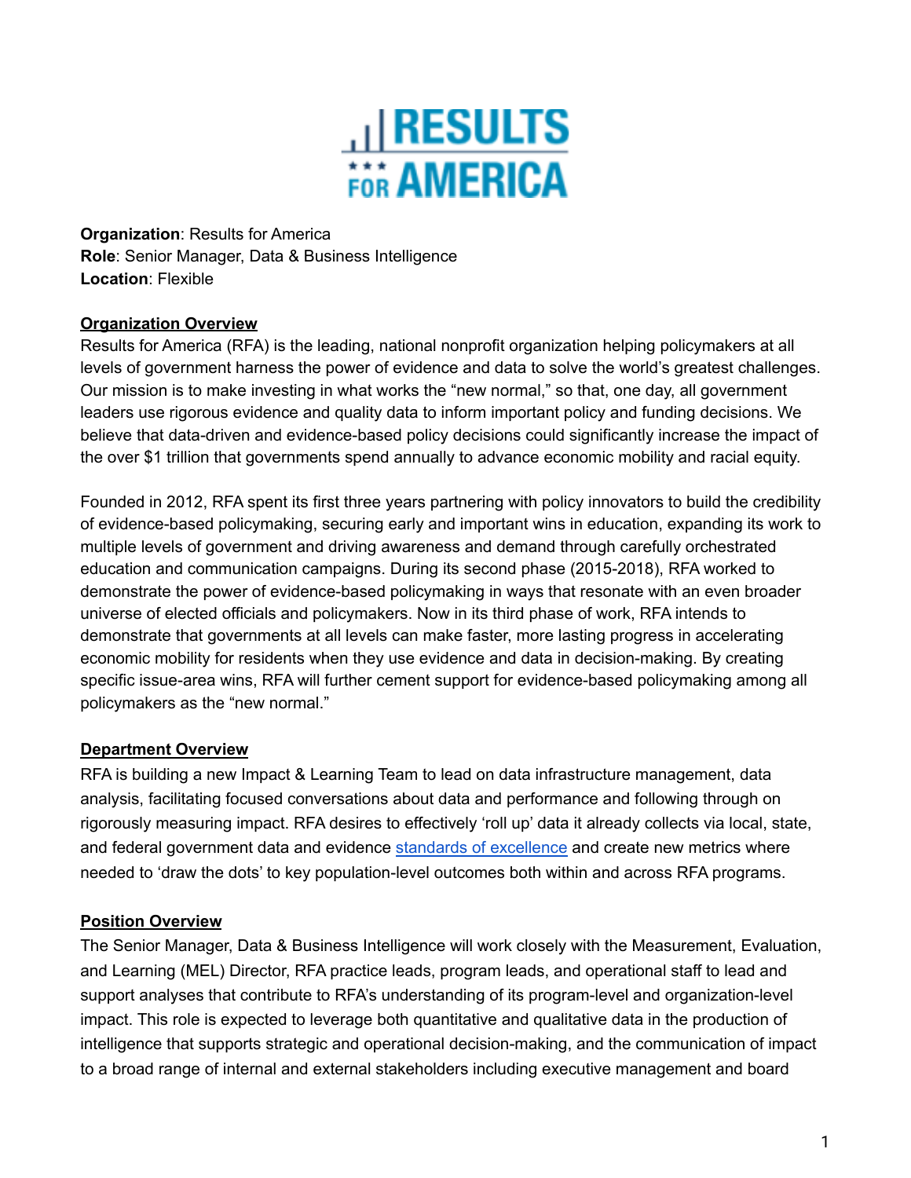**Organization**: Results for America
**Role**: Senior Manager, Data & Business Intelligence
**Location**: Flexible

**Organization Overview**

Results for America (RFA) is the leading, national nonprofit organization helping policymakers at all levels of government harness the power of evidence and data to solve the world's greatest challenges. Our mission is to make investing in what works the "new normal," so that, one day, all government leaders use rigorous evidence and quality data to inform important policy and funding decisions. We believe that data-driven and evidence-based policy decisions could significantly increase the impact of the over $1 trillion that governments spend annually to advance economic mobility and racial equity.

Founded in 2012, RFA spent its first three years partnering with policy innovators to build the credibility of evidence-based policymaking, securing early and important wins in education, expanding its work to multiple levels of government and driving awareness and demand through carefully orchestrated education and communication campaigns. During its second phase (2015-2018), RFA worked to demonstrate the power of evidence-based policymaking in ways that resonate with an even broader universe of elected officials and policymakers. Now in its third phase of work, RFA intends to demonstrate that governments at all levels can make faster, more lasting progress in accelerating economic mobility for residents when they use evidence and data in decision-making. By creating specific issue-area wins, RFA will further cement support for evidence-based policymaking among all policymakers as the "new normal."

**Department Overview**

RFA is building a new Impact & Learning Team to lead on data infrastructure management, data analysis, facilitating focused conversations about data and performance and following through on rigorously measuring impact. RFA desires to effectively 'roll up' data it already collects via local, state, and federal government data and evidence standards of excellence and create new metrics where needed to 'draw the dots' to key population-level outcomes both within and across RFA programs.

**Position Overview**

The Senior Manager, Data & Business Intelligence will work closely with the Measurement, Evaluation, and Learning (MEL) Director, RFA practice leads, program leads, and operational staff to lead and support analyses that contribute to RFA's understanding of its program-level and organization-level impact. This role is expected to leverage both quantitative and qualitative data in the production of intelligence that supports strategic and operational decision-making, and the communication of impact to a broad range of internal and external stakeholders including executive management and board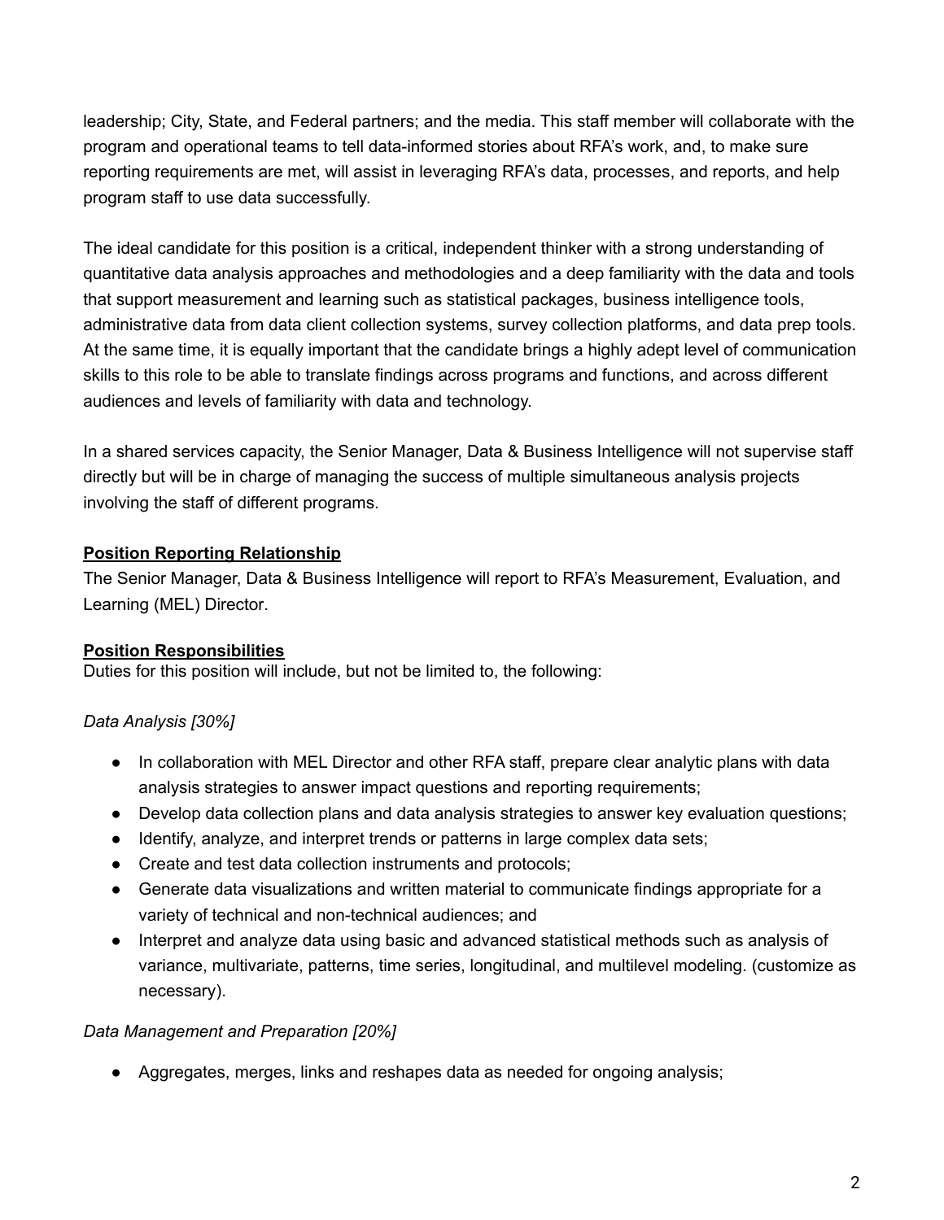leadership; City, State, and Federal partners; and the media. This staff member will collaborate with the program and operational teams to tell data-informed stories about RFA's work, and, to make sure reporting requirements are met, will assist in leveraging RFA's data, processes, and reports, and help program staff to use data successfully.

The ideal candidate for this position is a critical, independent thinker with a strong understanding of quantitative data analysis approaches and methodologies and a deep familiarity with the data and tools that support measurement and learning such as statistical packages, business intelligence tools, administrative data from data client collection systems, survey collection platforms, and data prep tools. At the same time, it is equally important that the candidate brings a highly adept level of communication skills to this role to be able to translate findings across programs and functions, and across different audiences and levels of familiarity with data and technology.

In a shared services capacity, the Senior Manager, Data & Business Intelligence will not supervise staff directly but will be in charge of managing the success of multiple simultaneous analysis projects involving the staff of different programs.

**Position Reporting Relationship**

The Senior Manager, Data & Business Intelligence will report to RFA's Measurement, Evaluation, and Learning (MEL) Director.

**Position Responsibilities**

Duties for this position will include, but not be limited to, the following:

*Data Analysis [30%]*

- In collaboration with MEL Director and other RFA staff, prepare clear analytic plans with data analysis strategies to answer impact questions and reporting requirements;
- Develop data collection plans and data analysis strategies to answer key evaluation questions;
- Identify, analyze, and interpret trends or patterns in large complex data sets;
- Create and test data collection instruments and protocols;
- Generate data visualizations and written material to communicate findings appropriate for a variety of technical and non-technical audiences; and
- Interpret and analyze data using basic and advanced statistical methods such as analysis of variance, multivariate, patterns, time series, longitudinal, and multilevel modeling. (customize as necessary).

*Data Management and Preparation [20%]*

- Aggregates, merges, links and reshapes data as needed for ongoing analysis;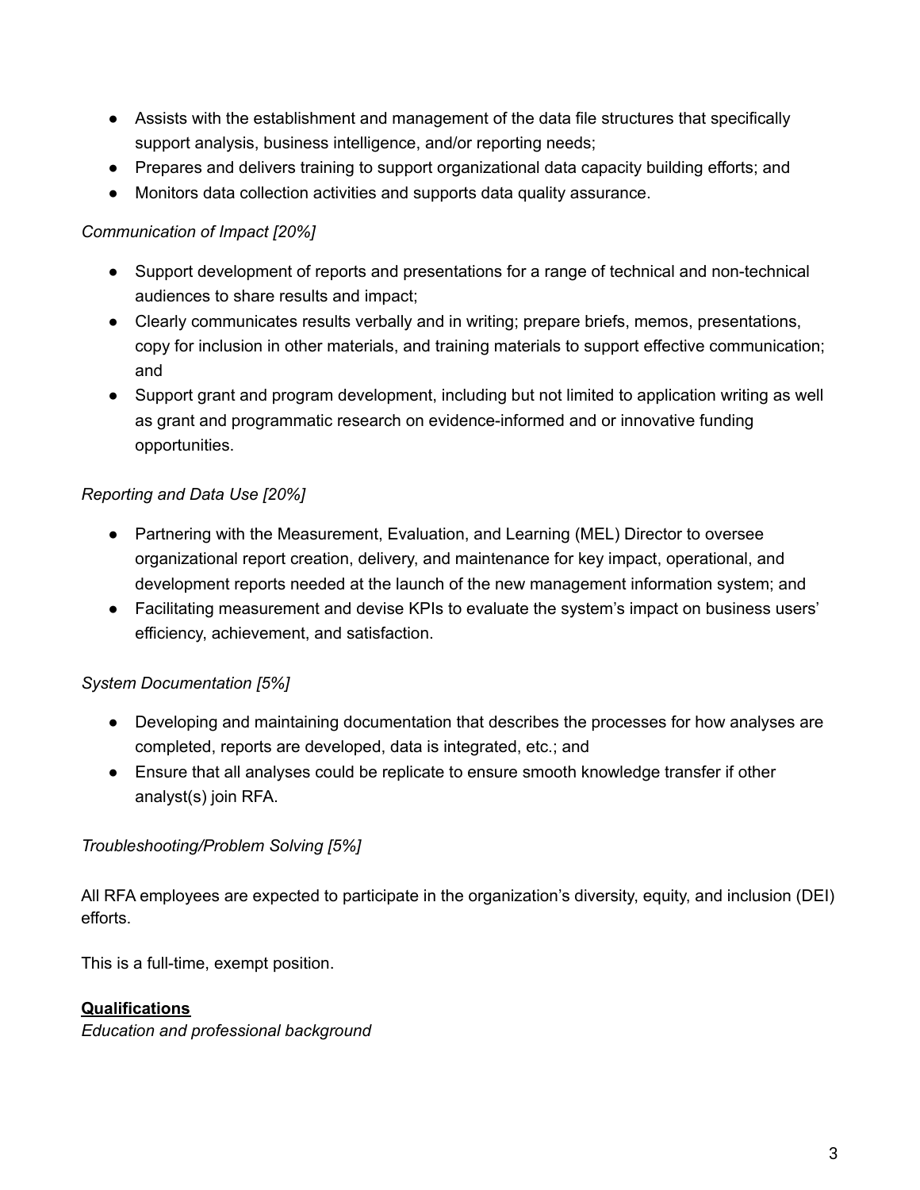- Assists with the establishment and management of the data file structures that specifically support analysis, business intelligence, and/or reporting needs;
- Prepares and delivers training to support organizational data capacity building efforts; and
- Monitors data collection activities and supports data quality assurance.

*Communication of Impact [20%]*

- Support development of reports and presentations for a range of technical and non-technical audiences to share results and impact;
- Clearly communicates results verbally and in writing; prepare briefs, memos, presentations, copy for inclusion in other materials, and training materials to support effective communication; and
- Support grant and program development, including but not limited to application writing as well as grant and programmatic research on evidence-informed and or innovative funding opportunities.

*Reporting and Data Use [20%]*

- Partnering with the Measurement, Evaluation, and Learning (MEL) Director to oversee organizational report creation, delivery, and maintenance for key impact, operational, and development reports needed at the launch of the new management information system; and
- Facilitating measurement and devise KPIs to evaluate the system's impact on business users' efficiency, achievement, and satisfaction.

*System Documentation [5%]*

- Developing and maintaining documentation that describes the processes for how analyses are completed, reports are developed, data is integrated, etc.; and
- Ensure that all analyses could be replicate to ensure smooth knowledge transfer if other analyst(s) join RFA.

*Troubleshooting/Problem Solving [5%]*

All RFA employees are expected to participate in the organization's diversity, equity, and inclusion (DEI) efforts.

This is a full-time, exempt position.

**Qualifications**

*Education and professional background*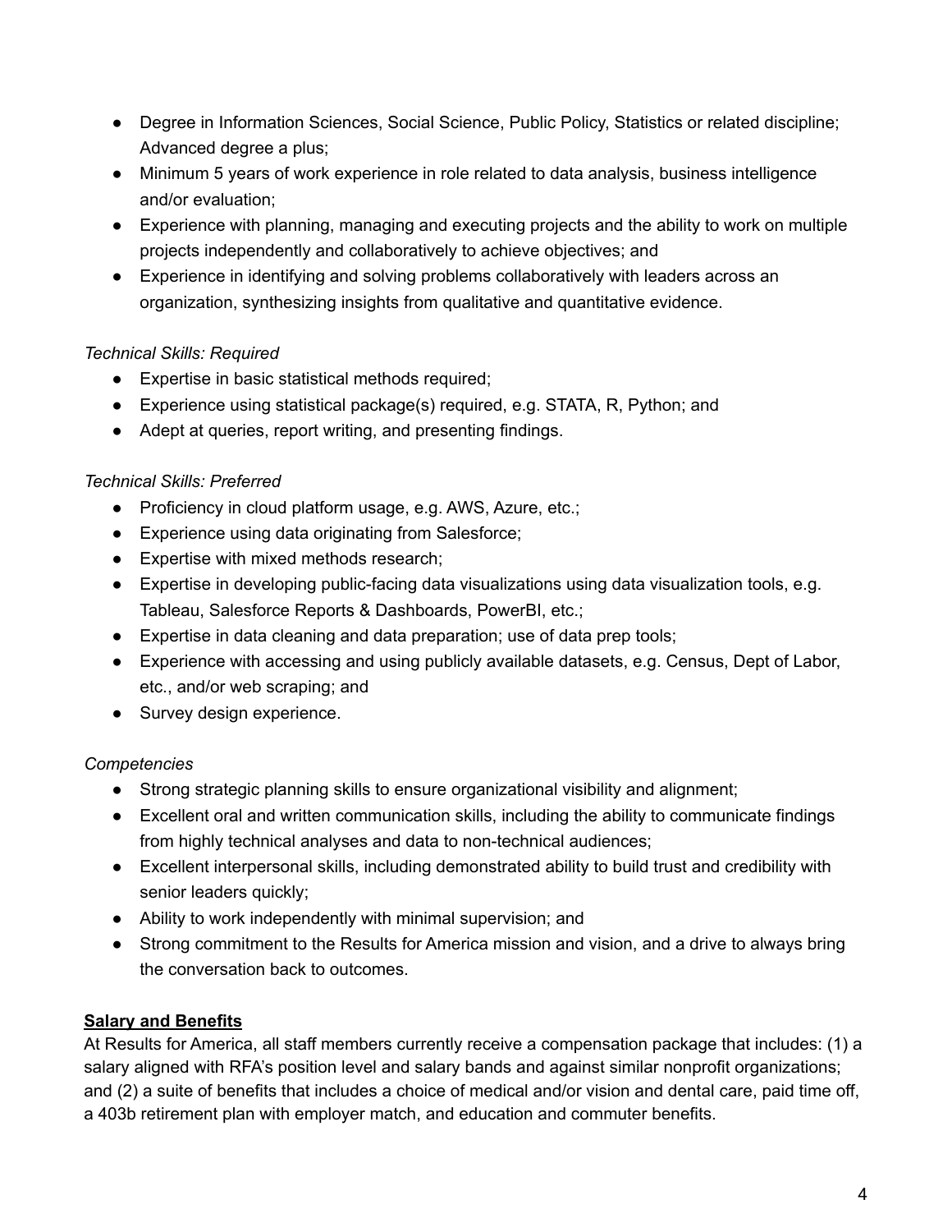- Degree in Information Sciences, Social Science, Public Policy, Statistics or related discipline; Advanced degree a plus;
- Minimum 5 years of work experience in role related to data analysis, business intelligence and/or evaluation;
- Experience with planning, managing and executing projects and the ability to work on multiple projects independently and collaboratively to achieve objectives; and
- Experience in identifying and solving problems collaboratively with leaders across an organization, synthesizing insights from qualitative and quantitative evidence.

*Technical Skills: Required*

- Expertise in basic statistical methods required;
- Experience using statistical package(s) required, e.g. STATA, R, Python; and
- Adept at queries, report writing, and presenting findings.

*Technical Skills: Preferred*

- Proficiency in cloud platform usage, e.g. AWS, Azure, etc.;
- Experience using data originating from Salesforce;
- Expertise with mixed methods research;
- Expertise in developing public-facing data visualizations using data visualization tools, e.g. Tableau, Salesforce Reports & Dashboards, PowerBI, etc.;
- Expertise in data cleaning and data preparation; use of data prep tools;
- Experience with accessing and using publicly available datasets, e.g. Census, Dept of Labor, etc., and/or web scraping; and
- Survey design experience.

*Competencies*

- Strong strategic planning skills to ensure organizational visibility and alignment;
- Excellent oral and written communication skills, including the ability to communicate findings from highly technical analyses and data to non-technical audiences;
- Excellent interpersonal skills, including demonstrated ability to build trust and credibility with senior leaders quickly;
- Ability to work independently with minimal supervision; and
- Strong commitment to the Results for America mission and vision, and a drive to always bring the conversation back to outcomes.

**Salary and Benefits**

At Results for America, all staff members currently receive a compensation package that includes: (1) a salary aligned with RFA's position level and salary bands and against similar nonprofit organizations; and (2) a suite of benefits that includes a choice of medical and/or vision and dental care, paid time off, a 403b retirement plan with employer match, and education and commuter benefits.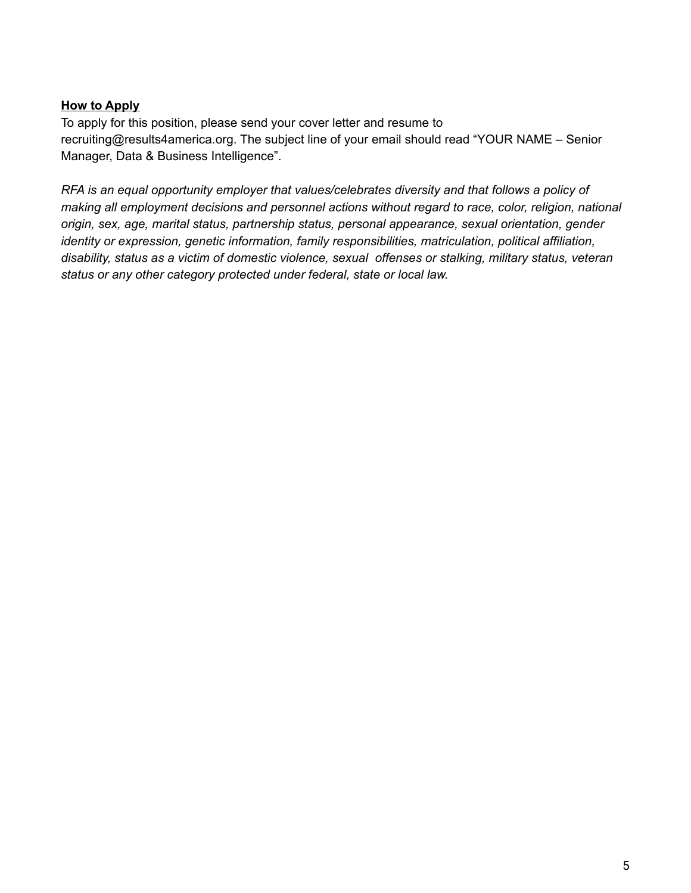**How to Apply**

To apply for this position, please send your cover letter and resume to recruiting@results4america.org. The subject line of your email should read "YOUR NAME – Senior Manager, Data & Business Intelligence".

*RFA is an equal opportunity employer that values/celebrates diversity and that follows a policy of making all employment decisions and personnel actions without regard to race, color, religion, national origin, sex, age, marital status, partnership status, personal appearance, sexual orientation, gender identity or expression, genetic information, family responsibilities, matriculation, political affiliation, disability, status as a victim of domestic violence, sexual offenses or stalking, military status, veteran status or any other category protected under federal, state or local law.*